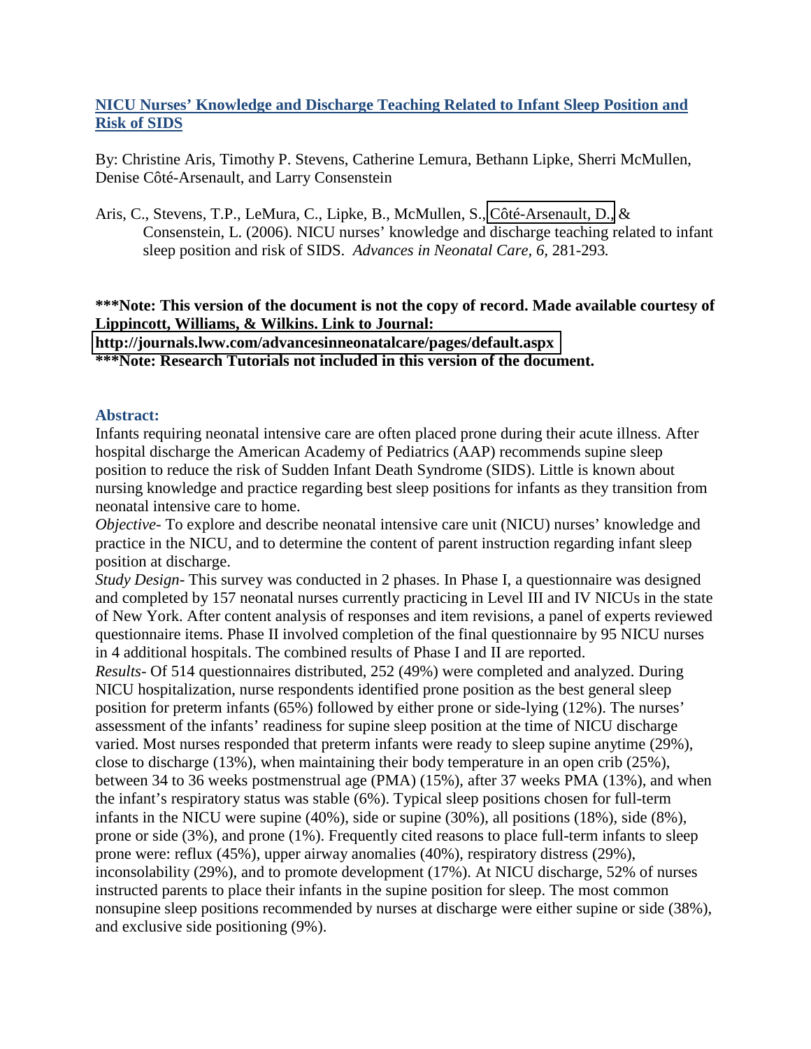# NICU Nurses' Knowledge and Discharge Teaching Related to Infant Sleep Position and Risk of SIDS

By: Christine Aris, Timothy P. Stevens, Catherine Lemura, Bethann Lipke, Sherri McMullen, Denise Côté-Arsenault, and Larry Consenstein

Aris, C., Stevens, T.P., LeMura, C., Lipke, B., McMullen, S., Côté-Arsenault, D., & Consenstein, L. (2006). NICU nurses' knowledge and discharge teaching related to infant sleep position and risk of SIDS. *Advances in Neonatal Care, 6*, 281-293.

**\*\*\*Note: This version of the document is not the copy of record. Made available courtesy of Lippincott, Williams, & Wilkins. Link to Journal: http://journals.lww.com/advancesinneonatalcare/pages/default.aspx**

**\*\*\*Note: Research Tutorials not included in this version of the document.**

## Abstract:

Infants requiring neonatal intensive care are often placed prone during their acute illness. After hospital discharge the American Academy of Pediatrics (AAP) recommends supine sleep position to reduce the risk of Sudden Infant Death Syndrome (SIDS). Little is known about nursing knowledge and practice regarding best sleep positions for infants as they transition from neonatal intensive care to home.

*Objective*- To explore and describe neonatal intensive care unit (NICU) nurses' knowledge and practice in the NICU, and to determine the content of parent instruction regarding infant sleep position at discharge.

*Study Design*- This survey was conducted in 2 phases. In Phase I, a questionnaire was designed and completed by 157 neonatal nurses currently practicing in Level III and IV NICUs in the state of New York. After content analysis of responses and item revisions, a panel of experts reviewed questionnaire items. Phase II involved completion of the final questionnaire by 95 NICU nurses in 4 additional hospitals. The combined results of Phase I and II are reported.

*Results*- Of 514 questionnaires distributed, 252 (49%) were completed and analyzed. During NICU hospitalization, nurse respondents identified prone position as the best general sleep position for preterm infants (65%) followed by either prone or side-lying (12%). The nurses' assessment of the infants' readiness for supine sleep position at the time of NICU discharge varied. Most nurses responded that preterm infants were ready to sleep supine anytime (29%), close to discharge (13%), when maintaining their body temperature in an open crib (25%), between 34 to 36 weeks postmenstrual age (PMA) (15%), after 37 weeks PMA (13%), and when the infant's respiratory status was stable (6%). Typical sleep positions chosen for full-term infants in the NICU were supine (40%), side or supine (30%), all positions (18%), side (8%), prone or side (3%), and prone (1%). Frequently cited reasons to place full-term infants to sleep prone were: reflux (45%), upper airway anomalies (40%), respiratory distress (29%), inconsolability (29%), and to promote development (17%). At NICU discharge, 52% of nurses instructed parents to place their infants in the supine position for sleep. The most common nonsupine sleep positions recommended by nurses at discharge were either supine or side (38%), and exclusive side positioning (9%).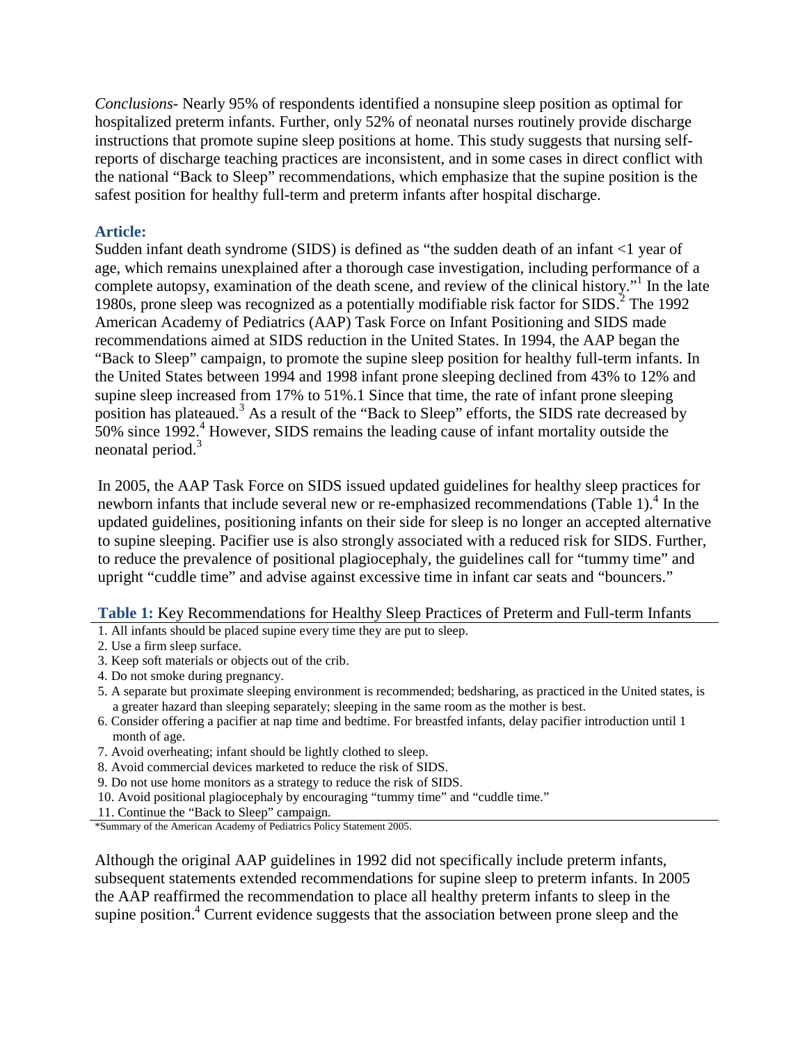*Conclusions*- Nearly 95% of respondents identified a nonsupine sleep position as optimal for hospitalized preterm infants. Further, only 52% of neonatal nurses routinely provide discharge instructions that promote supine sleep positions at home. This study suggests that nursing self-reports of discharge teaching practices are inconsistent, and in some cases in direct conflict with the national "Back to Sleep" recommendations, which emphasize that the supine position is the safest position for healthy full-term and preterm infants after hospital discharge.

## Article:

Sudden infant death syndrome (SIDS) is defined as "the sudden death of an infant <1 year of age, which remains unexplained after a thorough case investigation, including performance of a complete autopsy, examination of the death scene, and review of the clinical history."[1] In the late 1980s, prone sleep was recognized as a potentially modifiable risk factor for SIDS.[2] The 1992 American Academy of Pediatrics (AAP) Task Force on Infant Positioning and SIDS made recommendations aimed at SIDS reduction in the United States. In 1994, the AAP began the "Back to Sleep" campaign, to promote the supine sleep position for healthy full-term infants. In the United States between 1994 and 1998 infant prone sleeping declined from 43% to 12% and supine sleep increased from 17% to 51%.1 Since that time, the rate of infant prone sleeping position has plateaued.[3] As a result of the "Back to Sleep" efforts, the SIDS rate decreased by 50% since 1992.[4] However, SIDS remains the leading cause of infant mortality outside the neonatal period.[3]

In 2005, the AAP Task Force on SIDS issued updated guidelines for healthy sleep practices for newborn infants that include several new or re-emphasized recommendations (Table 1).[4] In the updated guidelines, positioning infants on their side for sleep is no longer an accepted alternative to supine sleeping. Pacifier use is also strongly associated with a reduced risk for SIDS. Further, to reduce the prevalence of positional plagiocephaly, the guidelines call for "tummy time" and upright "cuddle time" and advise against excessive time in infant car seats and "bouncers."

**Table 1:** Key Recommendations for Healthy Sleep Practices of Preterm and Full-term Infants

| |
|---|
| 1. All infants should be placed supine every time they are put to sleep. |
| 2. Use a firm sleep surface. |
| 3. Keep soft materials or objects out of the crib. |
| 4. Do not smoke during pregnancy. |
| 5. A separate but proximate sleeping environment is recommended; bedsharing, as practiced in the United states, is a greater hazard than sleeping separately; sleeping in the same room as the mother is best. |
| 6. Consider offering a pacifier at nap time and bedtime. For breastfed infants, delay pacifier introduction until 1 month of age. |
| 7. Avoid overheating; infant should be lightly clothed to sleep. |
| 8. Avoid commercial devices marketed to reduce the risk of SIDS. |
| 9. Do not use home monitors as a strategy to reduce the risk of SIDS. |
| 10. Avoid positional plagiocephaly by encouraging "tummy time" and "cuddle time." |
| 11. Continue the "Back to Sleep" campaign. |

*Summary of the American Academy of Pediatrics Policy Statement 2005.

Although the original AAP guidelines in 1992 did not specifically include preterm infants, subsequent statements extended recommendations for supine sleep to preterm infants. In 2005 the AAP reaffirmed the recommendation to place all healthy preterm infants to sleep in the supine position.[4] Current evidence suggests that the association between prone sleep and the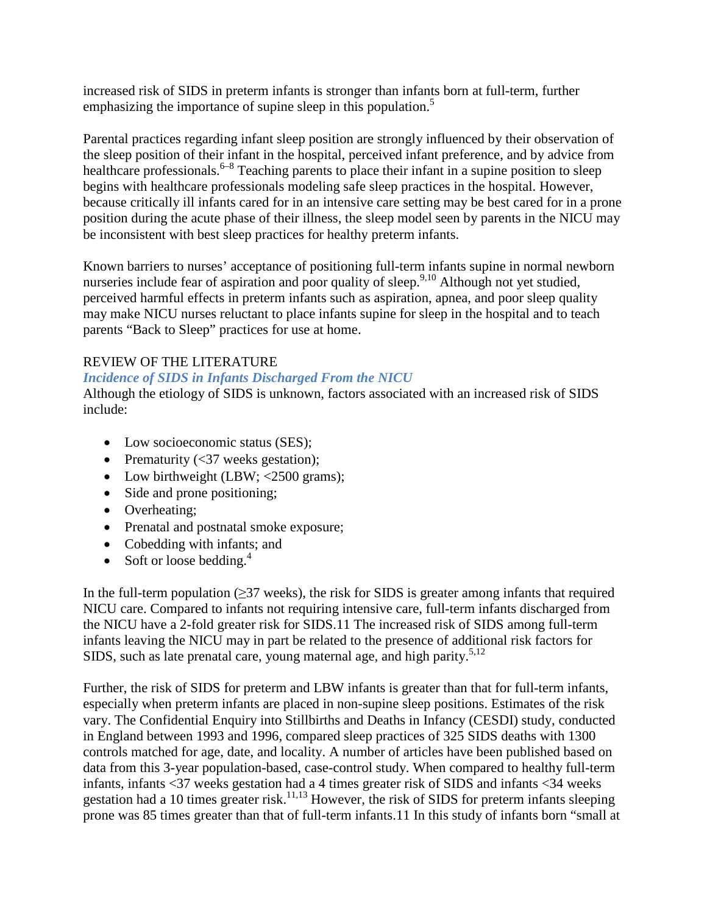increased risk of SIDS in preterm infants is stronger than infants born at full-term, further emphasizing the importance of supine sleep in this population.[5]

Parental practices regarding infant sleep position are strongly influenced by their observation of the sleep position of their infant in the hospital, perceived infant preference, and by advice from healthcare professionals.[6–8] Teaching parents to place their infant in a supine position to sleep begins with healthcare professionals modeling safe sleep practices in the hospital. However, because critically ill infants cared for in an intensive care setting may be best cared for in a prone position during the acute phase of their illness, the sleep model seen by parents in the NICU may be inconsistent with best sleep practices for healthy preterm infants.

Known barriers to nurses' acceptance of positioning full-term infants supine in normal newborn nurseries include fear of aspiration and poor quality of sleep.[9,10] Although not yet studied, perceived harmful effects in preterm infants such as aspiration, apnea, and poor sleep quality may make NICU nurses reluctant to place infants supine for sleep in the hospital and to teach parents "Back to Sleep" practices for use at home.

## REVIEW OF THE LITERATURE

### *Incidence of SIDS in Infants Discharged From the NICU*

Although the etiology of SIDS is unknown, factors associated with an increased risk of SIDS include:

- Low socioeconomic status (SES);
- Prematurity (<37 weeks gestation);
- Low birthweight (LBW; <2500 grams);
- Side and prone positioning;
- Overheating;
- Prenatal and postnatal smoke exposure;
- Cobedding with infants; and
- Soft or loose bedding.[4]

In the full-term population (≥37 weeks), the risk for SIDS is greater among infants that required NICU care. Compared to infants not requiring intensive care, full-term infants discharged from the NICU have a 2-fold greater risk for SIDS.11 The increased risk of SIDS among full-term infants leaving the NICU may in part be related to the presence of additional risk factors for SIDS, such as late prenatal care, young maternal age, and high parity.[5,12]

Further, the risk of SIDS for preterm and LBW infants is greater than that for full-term infants, especially when preterm infants are placed in non-supine sleep positions. Estimates of the risk vary. The Confidential Enquiry into Stillbirths and Deaths in Infancy (CESDI) study, conducted in England between 1993 and 1996, compared sleep practices of 325 SIDS deaths with 1300 controls matched for age, date, and locality. A number of articles have been published based on data from this 3-year population-based, case-control study. When compared to healthy full-term infants, infants <37 weeks gestation had a 4 times greater risk of SIDS and infants <34 weeks gestation had a 10 times greater risk.[11,13] However, the risk of SIDS for preterm infants sleeping prone was 85 times greater than that of full-term infants.11 In this study of infants born "small at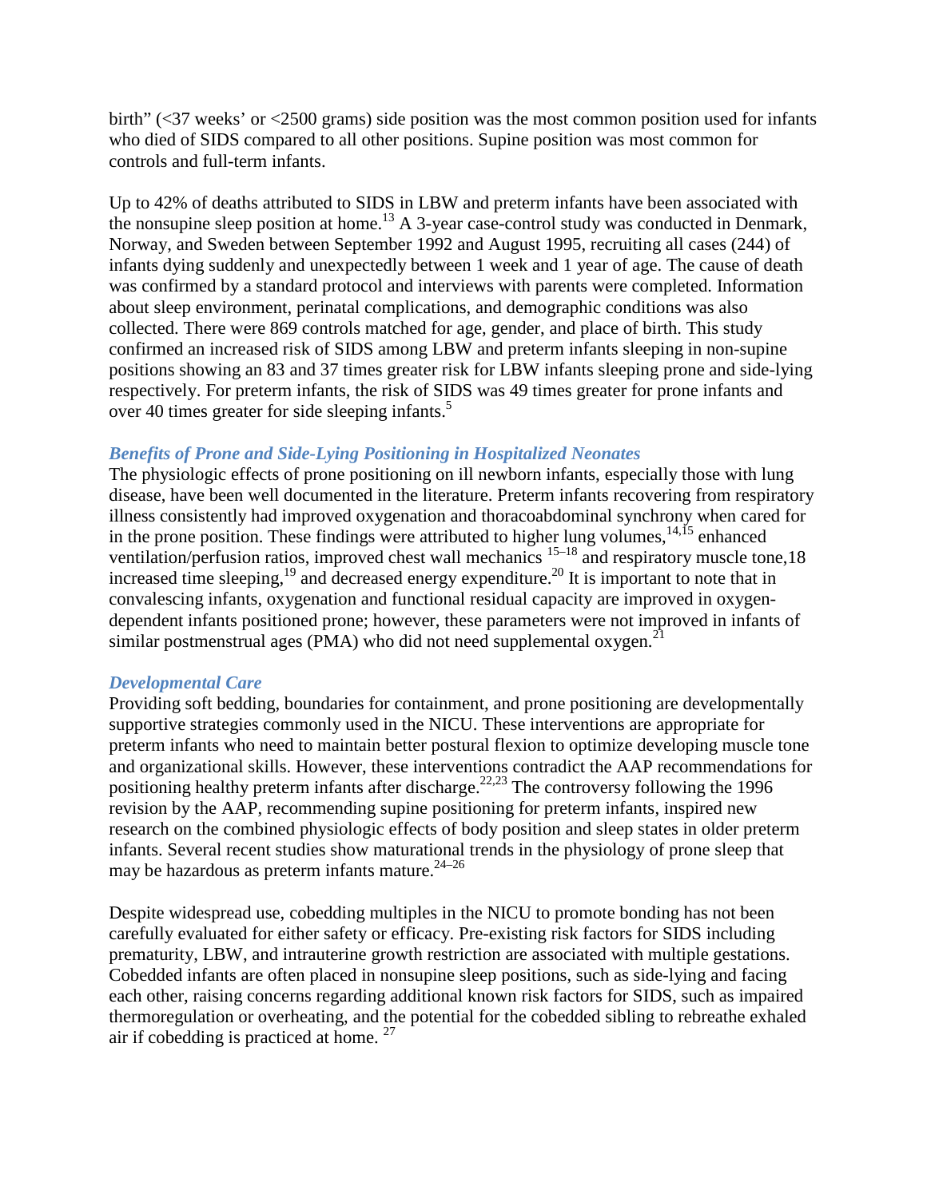birth" (<37 weeks' or <2500 grams) side position was the most common position used for infants who died of SIDS compared to all other positions. Supine position was most common for controls and full-term infants.

Up to 42% of deaths attributed to SIDS in LBW and preterm infants have been associated with the nonsupine sleep position at home.[13] A 3-year case-control study was conducted in Denmark, Norway, and Sweden between September 1992 and August 1995, recruiting all cases (244) of infants dying suddenly and unexpectedly between 1 week and 1 year of age. The cause of death was confirmed by a standard protocol and interviews with parents were completed. Information about sleep environment, perinatal complications, and demographic conditions was also collected. There were 869 controls matched for age, gender, and place of birth. This study confirmed an increased risk of SIDS among LBW and preterm infants sleeping in non-supine positions showing an 83 and 37 times greater risk for LBW infants sleeping prone and side-lying respectively. For preterm infants, the risk of SIDS was 49 times greater for prone infants and over 40 times greater for side sleeping infants.[5]

### *Benefits of Prone and Side-Lying Positioning in Hospitalized Neonates*

The physiologic effects of prone positioning on ill newborn infants, especially those with lung disease, have been well documented in the literature. Preterm infants recovering from respiratory illness consistently had improved oxygenation and thoracoabdominal synchrony when cared for in the prone position. These findings were attributed to higher lung volumes,[14,15] enhanced ventilation/perfusion ratios, improved chest wall mechanics [15–18] and respiratory muscle tone,18 increased time sleeping,[19] and decreased energy expenditure.[20] It is important to note that in convalescing infants, oxygenation and functional residual capacity are improved in oxygen-dependent infants positioned prone; however, these parameters were not improved in infants of similar postmenstrual ages (PMA) who did not need supplemental oxygen.[21]

### *Developmental Care*

Providing soft bedding, boundaries for containment, and prone positioning are developmentally supportive strategies commonly used in the NICU. These interventions are appropriate for preterm infants who need to maintain better postural flexion to optimize developing muscle tone and organizational skills. However, these interventions contradict the AAP recommendations for positioning healthy preterm infants after discharge.[22,23] The controversy following the 1996 revision by the AAP, recommending supine positioning for preterm infants, inspired new research on the combined physiologic effects of body position and sleep states in older preterm infants. Several recent studies show maturational trends in the physiology of prone sleep that may be hazardous as preterm infants mature.[24–26]

Despite widespread use, cobedding multiples in the NICU to promote bonding has not been carefully evaluated for either safety or efficacy. Pre-existing risk factors for SIDS including prematurity, LBW, and intrauterine growth restriction are associated with multiple gestations. Cobedded infants are often placed in nonsupine sleep positions, such as side-lying and facing each other, raising concerns regarding additional known risk factors for SIDS, such as impaired thermoregulation or overheating, and the potential for the cobedded sibling to rebreathe exhaled air if cobedding is practiced at home. [27]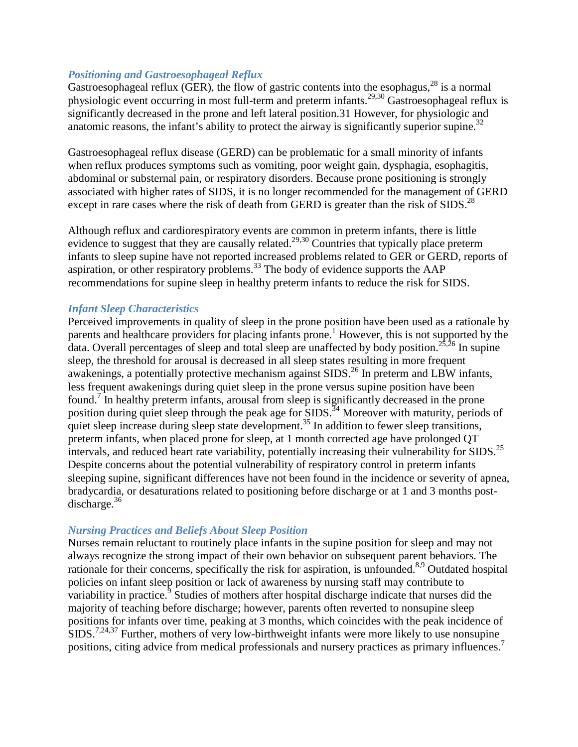### *Positioning and Gastroesophageal Reflux*

Gastroesophageal reflux (GER), the flow of gastric contents into the esophagus,[28] is a normal physiologic event occurring in most full-term and preterm infants.[29,30] Gastroesophageal reflux is significantly decreased in the prone and left lateral position.31 However, for physiologic and anatomic reasons, the infant's ability to protect the airway is significantly superior supine.[32]

Gastroesophageal reflux disease (GERD) can be problematic for a small minority of infants when reflux produces symptoms such as vomiting, poor weight gain, dysphagia, esophagitis, abdominal or substernal pain, or respiratory disorders. Because prone positioning is strongly associated with higher rates of SIDS, it is no longer recommended for the management of GERD except in rare cases where the risk of death from GERD is greater than the risk of SIDS.[28]

Although reflux and cardiorespiratory events are common in preterm infants, there is little evidence to suggest that they are causally related.[29,30] Countries that typically place preterm infants to sleep supine have not reported increased problems related to GER or GERD, reports of aspiration, or other respiratory problems.[33] The body of evidence supports the AAP recommendations for supine sleep in healthy preterm infants to reduce the risk for SIDS.

### *Infant Sleep Characteristics*

Perceived improvements in quality of sleep in the prone position have been used as a rationale by parents and healthcare providers for placing infants prone.[1] However, this is not supported by the data. Overall percentages of sleep and total sleep are unaffected by body position.[25,26] In supine sleep, the threshold for arousal is decreased in all sleep states resulting in more frequent awakenings, a potentially protective mechanism against SIDS.[26] In preterm and LBW infants, less frequent awakenings during quiet sleep in the prone versus supine position have been found.[7] In healthy preterm infants, arousal from sleep is significantly decreased in the prone position during quiet sleep through the peak age for SIDS.[34] Moreover with maturity, periods of quiet sleep increase during sleep state development.[35] In addition to fewer sleep transitions, preterm infants, when placed prone for sleep, at 1 month corrected age have prolonged QT intervals, and reduced heart rate variability, potentially increasing their vulnerability for SIDS.[25] Despite concerns about the potential vulnerability of respiratory control in preterm infants sleeping supine, significant differences have not been found in the incidence or severity of apnea, bradycardia, or desaturations related to positioning before discharge or at 1 and 3 months post-discharge.[36]

### *Nursing Practices and Beliefs About Sleep Position*

Nurses remain reluctant to routinely place infants in the supine position for sleep and may not always recognize the strong impact of their own behavior on subsequent parent behaviors. The rationale for their concerns, specifically the risk for aspiration, is unfounded.[8,9] Outdated hospital policies on infant sleep position or lack of awareness by nursing staff may contribute to variability in practice.[9] Studies of mothers after hospital discharge indicate that nurses did the majority of teaching before discharge; however, parents often reverted to nonsupine sleep positions for infants over time, peaking at 3 months, which coincides with the peak incidence of SIDS.[7,24,37] Further, mothers of very low-birthweight infants were more likely to use nonsupine positions, citing advice from medical professionals and nursery practices as primary influences.[7]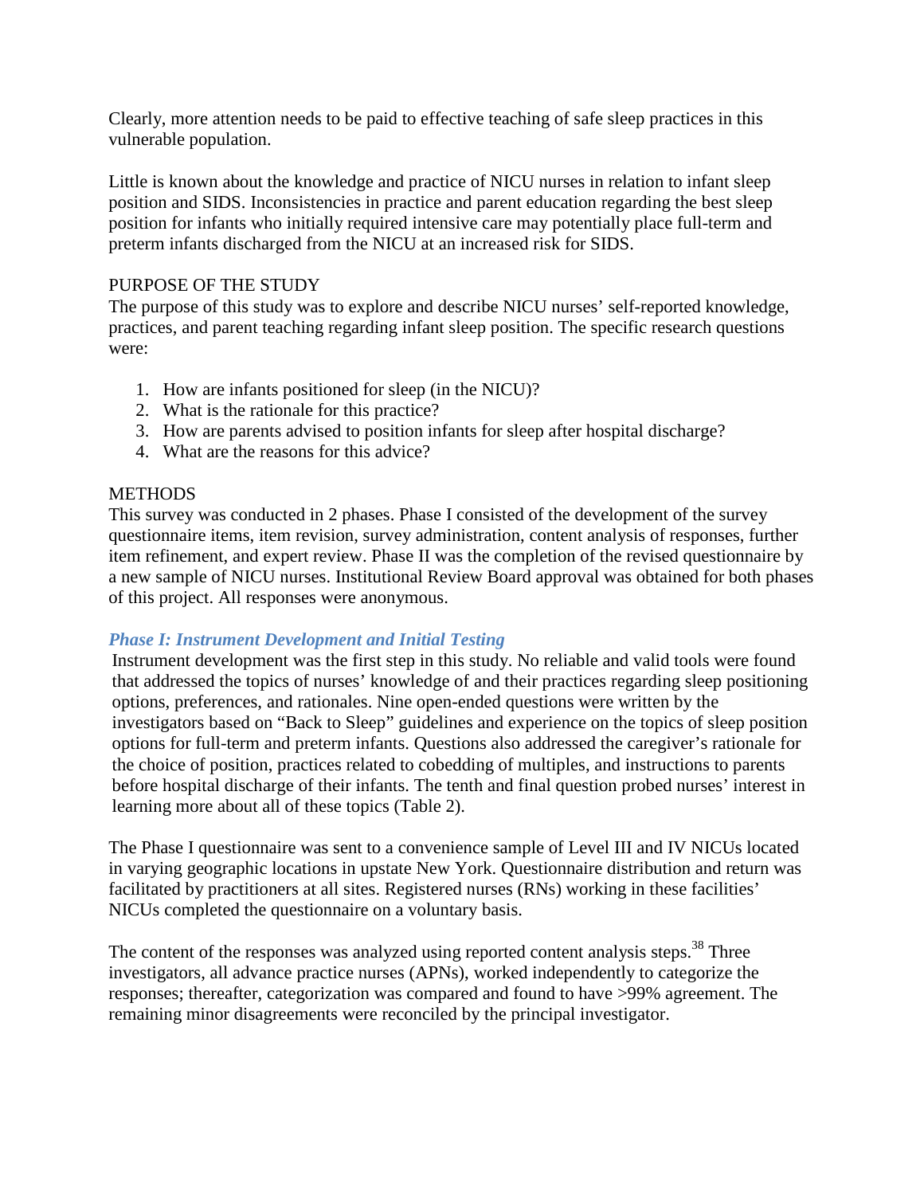Clearly, more attention needs to be paid to effective teaching of safe sleep practices in this vulnerable population.

Little is known about the knowledge and practice of NICU nurses in relation to infant sleep position and SIDS. Inconsistencies in practice and parent education regarding the best sleep position for infants who initially required intensive care may potentially place full-term and preterm infants discharged from the NICU at an increased risk for SIDS.

## PURPOSE OF THE STUDY

The purpose of this study was to explore and describe NICU nurses' self-reported knowledge, practices, and parent teaching regarding infant sleep position. The specific research questions were:

1. How are infants positioned for sleep (in the NICU)?
2. What is the rationale for this practice?
3. How are parents advised to position infants for sleep after hospital discharge?
4. What are the reasons for this advice?

## METHODS

This survey was conducted in 2 phases. Phase I consisted of the development of the survey questionnaire items, item revision, survey administration, content analysis of responses, further item refinement, and expert review. Phase II was the completion of the revised questionnaire by a new sample of NICU nurses. Institutional Review Board approval was obtained for both phases of this project. All responses were anonymous.

### *Phase I: Instrument Development and Initial Testing*

Instrument development was the first step in this study. No reliable and valid tools were found that addressed the topics of nurses' knowledge of and their practices regarding sleep positioning options, preferences, and rationales. Nine open-ended questions were written by the investigators based on "Back to Sleep" guidelines and experience on the topics of sleep position options for full-term and preterm infants. Questions also addressed the caregiver's rationale for the choice of position, practices related to cobedding of multiples, and instructions to parents before hospital discharge of their infants. The tenth and final question probed nurses' interest in learning more about all of these topics (Table 2).

The Phase I questionnaire was sent to a convenience sample of Level III and IV NICUs located in varying geographic locations in upstate New York. Questionnaire distribution and return was facilitated by practitioners at all sites. Registered nurses (RNs) working in these facilities' NICUs completed the questionnaire on a voluntary basis.

The content of the responses was analyzed using reported content analysis steps.[38] Three investigators, all advance practice nurses (APNs), worked independently to categorize the responses; thereafter, categorization was compared and found to have >99% agreement. The remaining minor disagreements were reconciled by the principal investigator.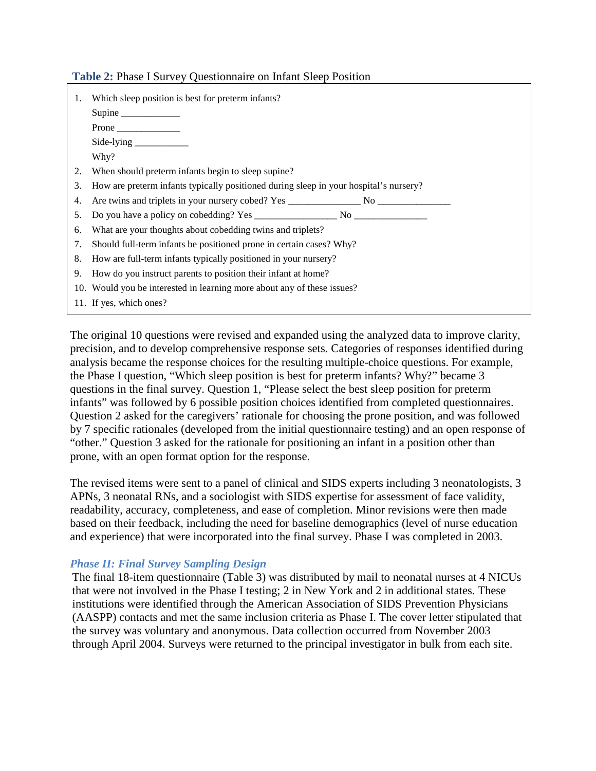**Table 2:** Phase I Survey Questionnaire on Infant Sleep Position

1. Which sleep position is best for preterm infants?
   
   Supine ____________
   
   Prone _____________
   
   Side-lying ___________
   
   Why?
2. When should preterm infants begin to sleep supine?
3. How are preterm infants typically positioned during sleep in your hospital's nursery?
4. Are twins and triplets in your nursery cobed? Yes _______________ No _______________
5. Do you have a policy on cobedding? Yes _________________ No _______________
6. What are your thoughts about cobedding twins and triplets?
7. Should full-term infants be positioned prone in certain cases? Why?
8. How are full-term infants typically positioned in your nursery?
9. How do you instruct parents to position their infant at home?
10. Would you be interested in learning more about any of these issues?
11. If yes, which ones?

The original 10 questions were revised and expanded using the analyzed data to improve clarity, precision, and to develop comprehensive response sets. Categories of responses identified during analysis became the response choices for the resulting multiple-choice questions. For example, the Phase I question, "Which sleep position is best for preterm infants? Why?" became 3 questions in the final survey. Question 1, "Please select the best sleep position for preterm infants" was followed by 6 possible position choices identified from completed questionnaires. Question 2 asked for the caregivers' rationale for choosing the prone position, and was followed by 7 specific rationales (developed from the initial questionnaire testing) and an open response of "other." Question 3 asked for the rationale for positioning an infant in a position other than prone, with an open format option for the response.

The revised items were sent to a panel of clinical and SIDS experts including 3 neonatologists, 3 APNs, 3 neonatal RNs, and a sociologist with SIDS expertise for assessment of face validity, readability, accuracy, completeness, and ease of completion. Minor revisions were then made based on their feedback, including the need for baseline demographics (level of nurse education and experience) that were incorporated into the final survey. Phase I was completed in 2003.

### *Phase II: Final Survey Sampling Design*

The final 18-item questionnaire (Table 3) was distributed by mail to neonatal nurses at 4 NICUs that were not involved in the Phase I testing; 2 in New York and 2 in additional states. These institutions were identified through the American Association of SIDS Prevention Physicians (AASPP) contacts and met the same inclusion criteria as Phase I. The cover letter stipulated that the survey was voluntary and anonymous. Data collection occurred from November 2003 through April 2004. Surveys were returned to the principal investigator in bulk from each site.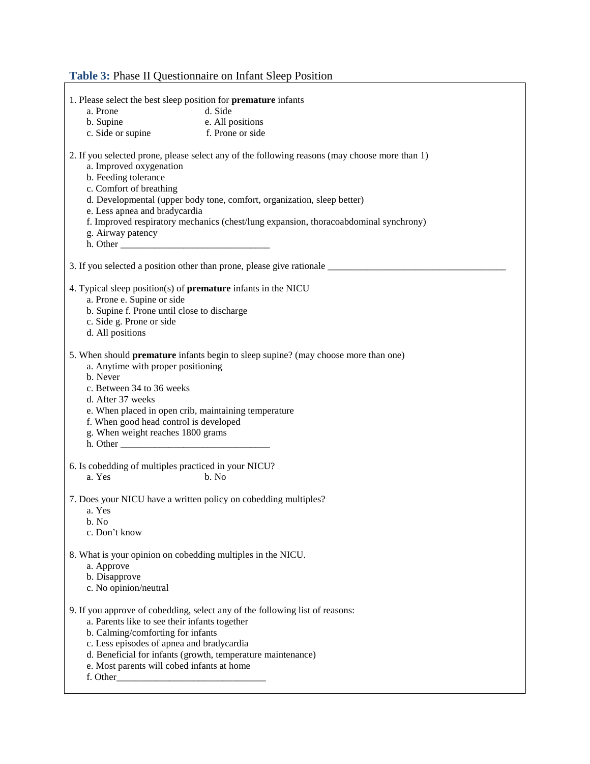**Table 3:** Phase II Questionnaire on Infant Sleep Position

1. Please select the best sleep position for **premature** infants
   - a. Prone
   - b. Supine
   - c. Side or supine
   - d. Side
   - e. All positions
   - f. Prone or side

2. If you selected prone, please select any of the following reasons (may choose more than 1)
   - a. Improved oxygenation
   - b. Feeding tolerance
   - c. Comfort of breathing
   - d. Developmental (upper body tone, comfort, organization, sleep better)
   - e. Less apnea and bradycardia
   - f. Improved respiratory mechanics (chest/lung expansion, thoracoabdominal synchrony)
   - g. Airway patency
   - h. Other _______________________________

3. If you selected a position other than prone, please give rationale _____________________________________

4. Typical sleep position(s) of **premature** infants in the NICU
   - a. Prone e. Supine or side
   - b. Supine f. Prone until close to discharge
   - c. Side g. Prone or side
   - d. All positions

5. When should **premature** infants begin to sleep supine? (may choose more than one)
   - a. Anytime with proper positioning
   - b. Never
   - c. Between 34 to 36 weeks
   - d. After 37 weeks
   - e. When placed in open crib, maintaining temperature
   - f. When good head control is developed
   - g. When weight reaches 1800 grams
   - h. Other _______________________________

6. Is cobedding of multiples practiced in your NICU?
   - a. Yes
   - b. No

7. Does your NICU have a written policy on cobedding multiples?
   - a. Yes
   - b. No
   - c. Don't know

8. What is your opinion on cobedding multiples in the NICU.
   - a. Approve
   - b. Disapprove
   - c. No opinion/neutral

9. If you approve of cobedding, select any of the following list of reasons:
   - a. Parents like to see their infants together
   - b. Calming/comforting for infants
   - c. Less episodes of apnea and bradycardia
   - d. Beneficial for infants (growth, temperature maintenance)
   - e. Most parents will cobed infants at home
   - f. Other_______________________________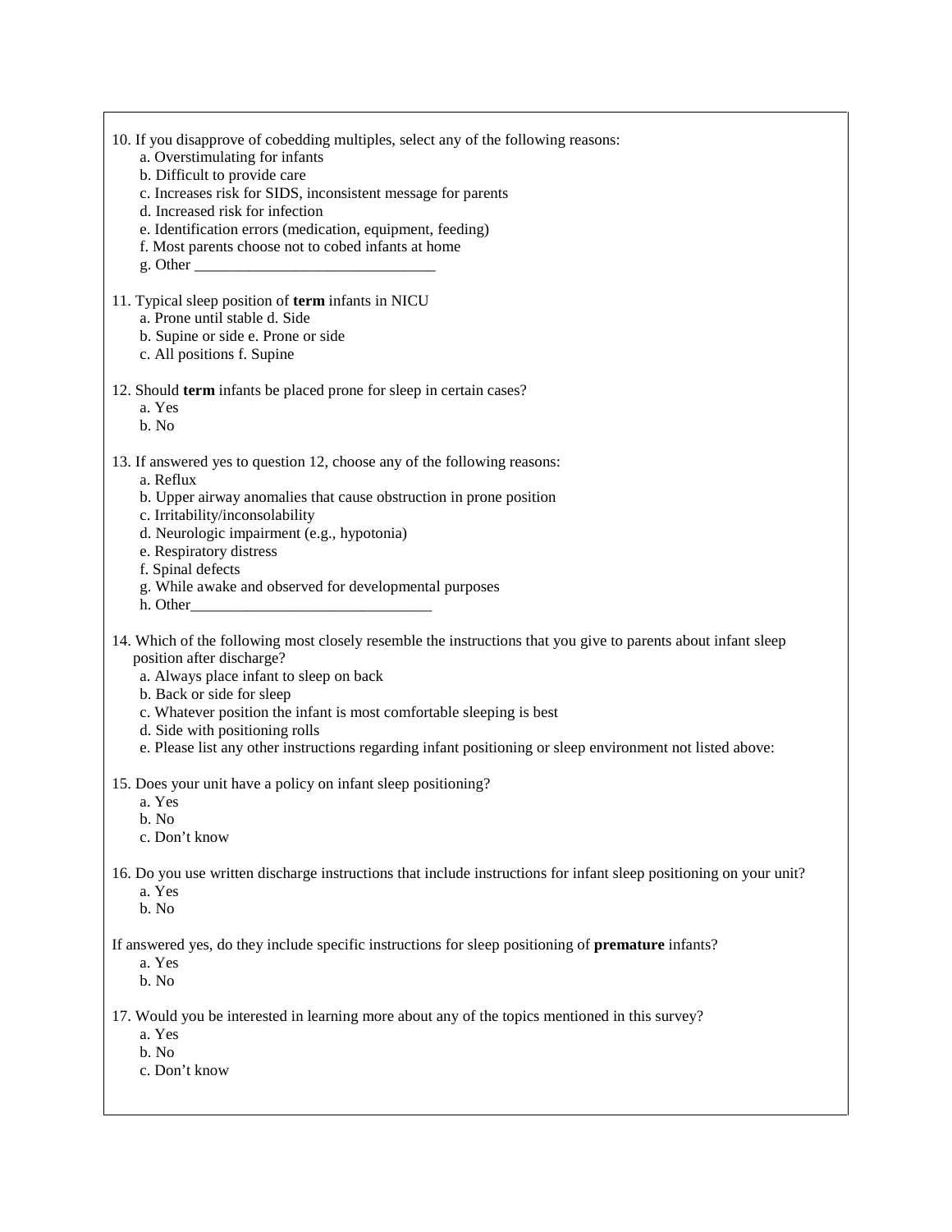10. If you disapprove of cobedding multiples, select any of the following reasons:
    a. Overstimulating for infants
    b. Difficult to provide care
    c. Increases risk for SIDS, inconsistent message for parents
    d. Increased risk for infection
    e. Identification errors (medication, equipment, feeding)
    f. Most parents choose not to cobed infants at home
    g. Other _______________________________

11. Typical sleep position of **term** infants in NICU
    a. Prone until stable d. Side
    b. Supine or side e. Prone or side
    c. All positions f. Supine

12. Should **term** infants be placed prone for sleep in certain cases?
    a. Yes
    b. No

13. If answered yes to question 12, choose any of the following reasons:
    a. Reflux
    b. Upper airway anomalies that cause obstruction in prone position
    c. Irritability/inconsolability
    d. Neurologic impairment (e.g., hypotonia)
    e. Respiratory distress
    f. Spinal defects
    g. While awake and observed for developmental purposes
    h. Other_______________________________

14. Which of the following most closely resemble the instructions that you give to parents about infant sleep position after discharge?
    a. Always place infant to sleep on back
    b. Back or side for sleep
    c. Whatever position the infant is most comfortable sleeping is best
    d. Side with positioning rolls
    e. Please list any other instructions regarding infant positioning or sleep environment not listed above:

15. Does your unit have a policy on infant sleep positioning?
    a. Yes
    b. No
    c. Don't know

16. Do you use written discharge instructions that include instructions for infant sleep positioning on your unit?
    a. Yes
    b. No

If answered yes, do they include specific instructions for sleep positioning of **premature** infants?
    a. Yes
    b. No

17. Would you be interested in learning more about any of the topics mentioned in this survey?
    a. Yes
    b. No
    c. Don't know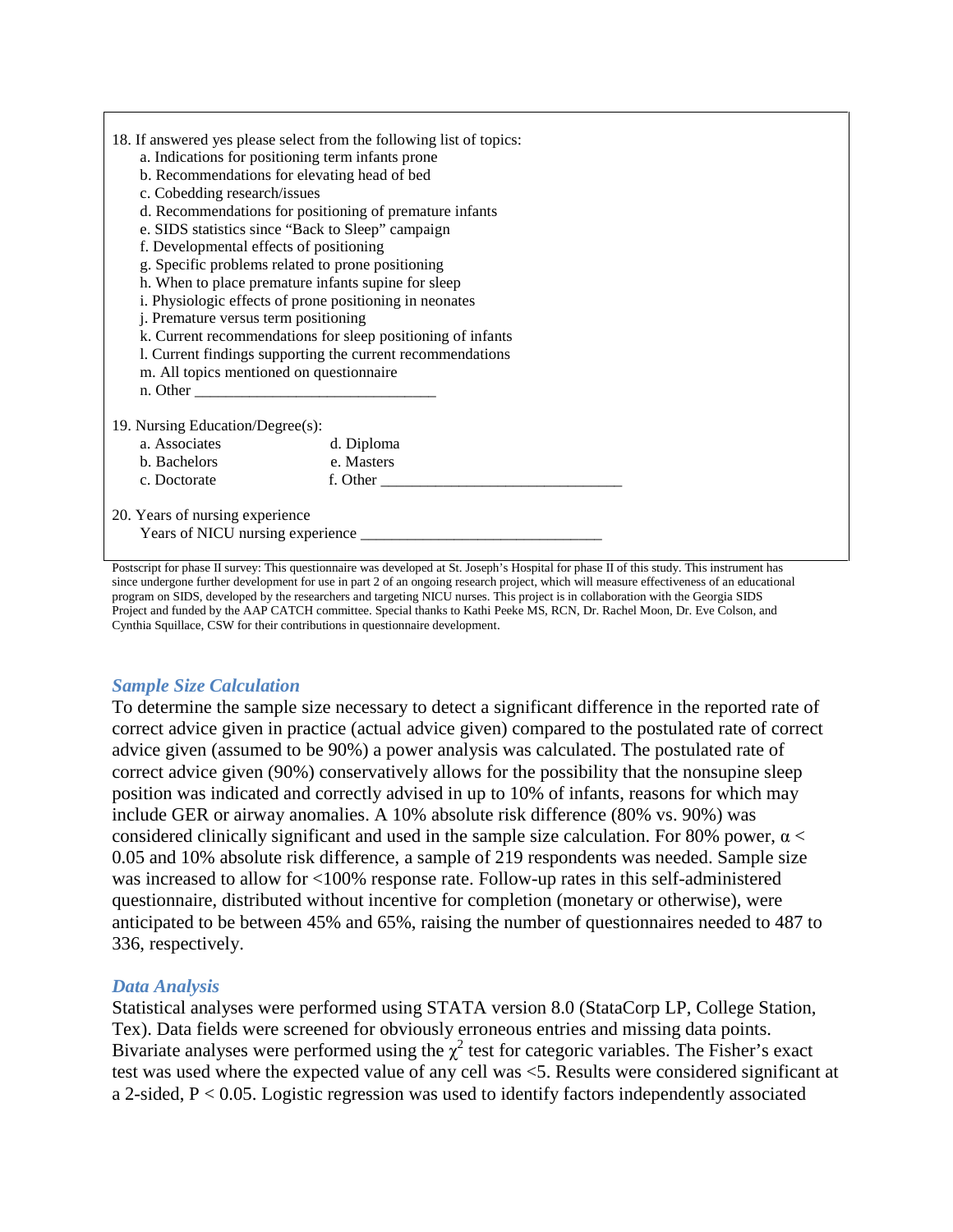18. If answered yes please select from the following list of topics:
    a. Indications for positioning term infants prone
    b. Recommendations for elevating head of bed
    c. Cobedding research/issues
    d. Recommendations for positioning of premature infants
    e. SIDS statistics since “Back to Sleep” campaign
    f. Developmental effects of positioning
    g. Specific problems related to prone positioning
    h. When to place premature infants supine for sleep
    i. Physiologic effects of prone positioning in neonates
    j. Premature versus term positioning
    k. Current recommendations for sleep positioning of infants
    l. Current findings supporting the current recommendations
    m. All topics mentioned on questionnaire
    n. Other ______________________________

19. Nursing Education/Degree(s):
    a. Associates          d. Diploma
    b. Bachelors           e. Masters
    c. Doctorate           f. Other ______________________________

20. Years of nursing experience
    Years of NICU nursing experience ______________________________

Postscript for phase II survey: This questionnaire was developed at St. Joseph’s Hospital for phase II of this study. This instrument has since undergone further development for use in part 2 of an ongoing research project, which will measure effectiveness of an educational program on SIDS, developed by the researchers and targeting NICU nurses. This project is in collaboration with the Georgia SIDS Project and funded by the AAP CATCH committee. Special thanks to Kathi Peeke MS, RCN, Dr. Rachel Moon, Dr. Eve Colson, and Cynthia Squillace, CSW for their contributions in questionnaire development.

### *Sample Size Calculation*

To determine the sample size necessary to detect a significant difference in the reported rate of correct advice given in practice (actual advice given) compared to the postulated rate of correct advice given (assumed to be 90%) a power analysis was calculated. The postulated rate of correct advice given (90%) conservatively allows for the possibility that the nonsupine sleep position was indicated and correctly advised in up to 10% of infants, reasons for which may include GER or airway anomalies. A 10% absolute risk difference (80% vs. 90%) was considered clinically significant and used in the sample size calculation. For 80% power, $\alpha < 0.05$ and 10% absolute risk difference, a sample of 219 respondents was needed. Sample size was increased to allow for <100% response rate. Follow-up rates in this self-administered questionnaire, distributed without incentive for completion (monetary or otherwise), were anticipated to be between 45% and 65%, raising the number of questionnaires needed to 487 to 336, respectively.

### *Data Analysis*

Statistical analyses were performed using STATA version 8.0 (StataCorp LP, College Station, Tex). Data fields were screened for obviously erroneous entries and missing data points. Bivariate analyses were performed using the $\chi^2$ test for categoric variables. The Fisher’s exact test was used where the expected value of any cell was <5. Results were considered significant at a 2-sided, $P < 0.05$. Logistic regression was used to identify factors independently associated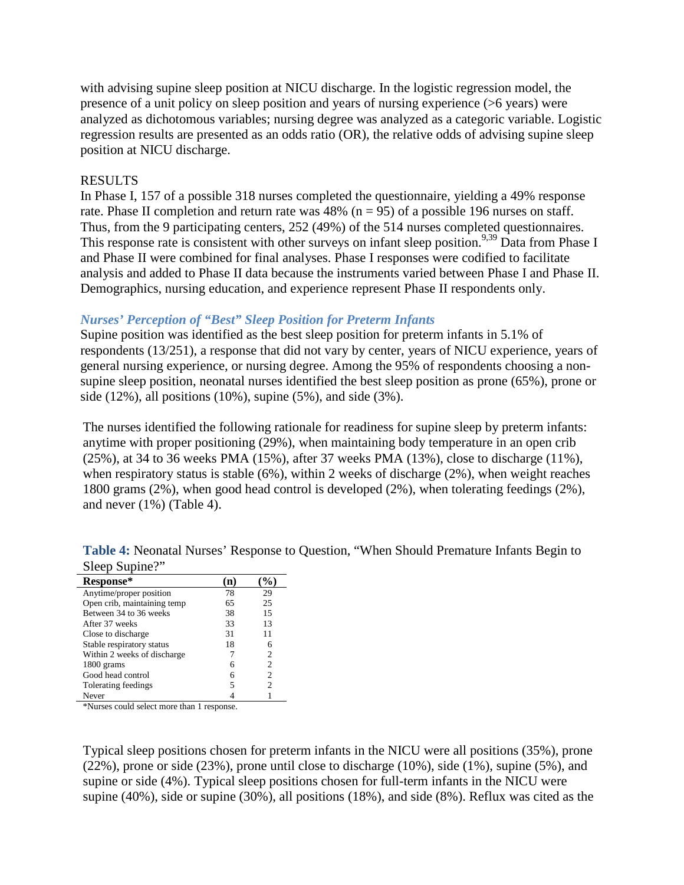with advising supine sleep position at NICU discharge. In the logistic regression model, the presence of a unit policy on sleep position and years of nursing experience (>6 years) were analyzed as dichotomous variables; nursing degree was analyzed as a categoric variable. Logistic regression results are presented as an odds ratio (OR), the relative odds of advising supine sleep position at NICU discharge.

## RESULTS

In Phase I, 157 of a possible 318 nurses completed the questionnaire, yielding a 49% response rate. Phase II completion and return rate was 48% (n = 95) of a possible 196 nurses on staff. Thus, from the 9 participating centers, 252 (49%) of the 514 nurses completed questionnaires. This response rate is consistent with other surveys on infant sleep position.[9,39] Data from Phase I and Phase II were combined for final analyses. Phase I responses were codified to facilitate analysis and added to Phase II data because the instruments varied between Phase I and Phase II. Demographics, nursing education, and experience represent Phase II respondents only.

### *Nurses' Perception of "Best" Sleep Position for Preterm Infants*

Supine position was identified as the best sleep position for preterm infants in 5.1% of respondents (13/251), a response that did not vary by center, years of NICU experience, years of general nursing experience, or nursing degree. Among the 95% of respondents choosing a non-supine sleep position, neonatal nurses identified the best sleep position as prone (65%), prone or side (12%), all positions (10%), supine (5%), and side (3%).

The nurses identified the following rationale for readiness for supine sleep by preterm infants: anytime with proper positioning (29%), when maintaining body temperature in an open crib (25%), at 34 to 36 weeks PMA (15%), after 37 weeks PMA (13%), close to discharge (11%), when respiratory status is stable (6%), within 2 weeks of discharge (2%), when weight reaches 1800 grams (2%), when good head control is developed (2%), when tolerating feedings (2%), and never (1%) (Table 4).

**Table 4:** Neonatal Nurses' Response to Question, "When Should Premature Infants Begin to Sleep Supine?"

| Response* | (n) | (%) |
|---|---|---|
| Anytime/proper position | 78 | 29 |
| Open crib, maintaining temp | 65 | 25 |
| Between 34 to 36 weeks | 38 | 15 |
| After 37 weeks | 33 | 13 |
| Close to discharge | 31 | 11 |
| Stable respiratory status | 18 | 6 |
| Within 2 weeks of discharge | 7 | 2 |
| 1800 grams | 6 | 2 |
| Good head control | 6 | 2 |
| Tolerating feedings | 5 | 2 |
| Never | 4 | 1 |

*Nurses could select more than 1 response.

Typical sleep positions chosen for preterm infants in the NICU were all positions (35%), prone (22%), prone or side (23%), prone until close to discharge (10%), side (1%), supine (5%), and supine or side (4%). Typical sleep positions chosen for full-term infants in the NICU were supine (40%), side or supine (30%), all positions (18%), and side (8%). Reflux was cited as the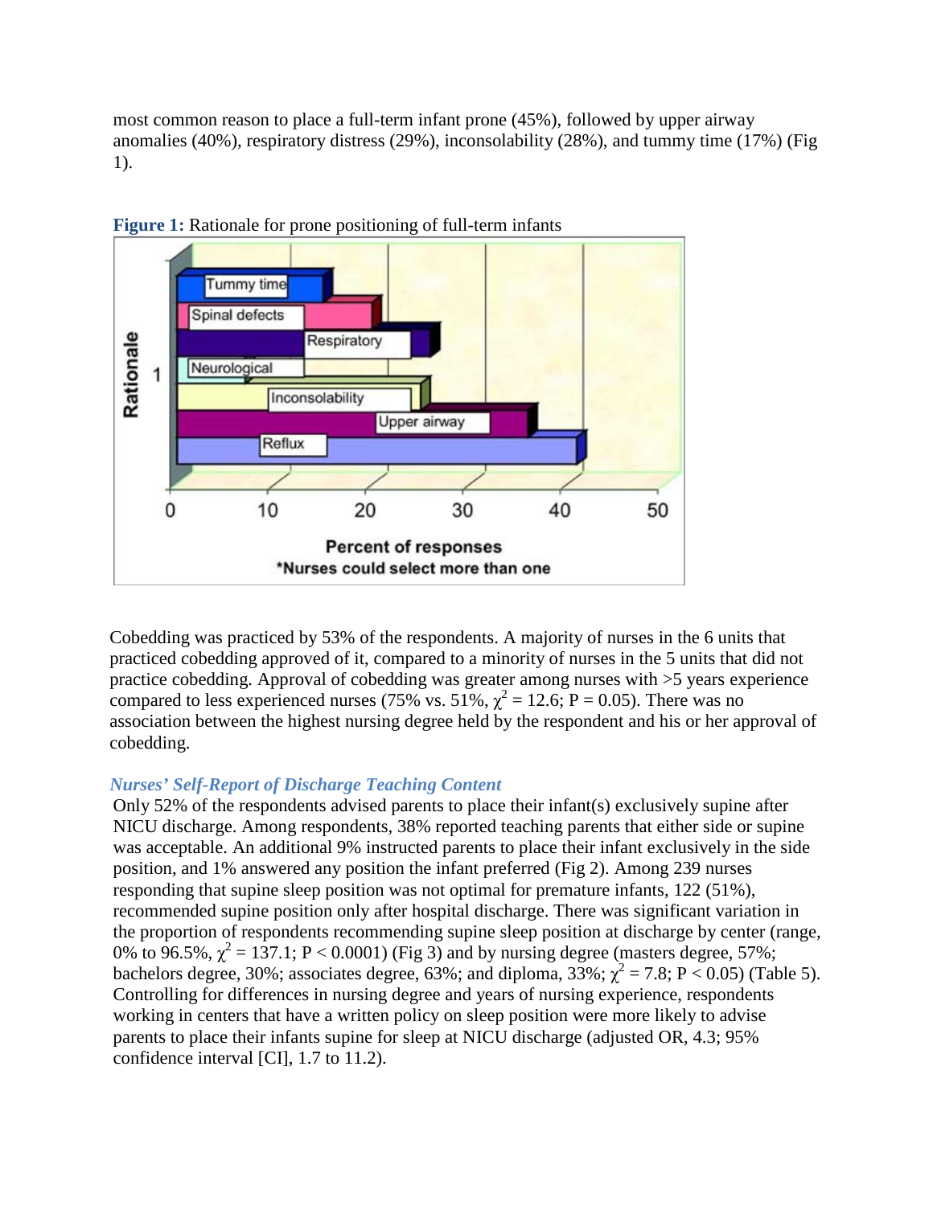most common reason to place a full-term infant prone (45%), followed by upper airway anomalies (40%), respiratory distress (29%), inconsolability (28%), and tummy time (17%) (Fig 1).

**Figure 1:** Rationale for prone positioning of full-term infants

Cobedding was practiced by 53% of the respondents. A majority of nurses in the 6 units that practiced cobedding approved of it, compared to a minority of nurses in the 5 units that did not practice cobedding. Approval of cobedding was greater among nurses with >5 years experience compared to less experienced nurses (75% vs. 51%, $\chi^2 = 12.6$; P = 0.05). There was no association between the highest nursing degree held by the respondent and his or her approval of cobedding.

### *Nurses' Self-Report of Discharge Teaching Content*

Only 52% of the respondents advised parents to place their infant(s) exclusively supine after NICU discharge. Among respondents, 38% reported teaching parents that either side or supine was acceptable. An additional 9% instructed parents to place their infant exclusively in the side position, and 1% answered any position the infant preferred (Fig 2). Among 239 nurses responding that supine sleep position was not optimal for premature infants, 122 (51%), recommended supine position only after hospital discharge. There was significant variation in the proportion of respondents recommending supine sleep position at discharge by center (range, 0% to 96.5%, $\chi^2 = 137.1$; P < 0.0001) (Fig 3) and by nursing degree (masters degree, 57%; bachelors degree, 30%; associates degree, 63%; and diploma, 33%; $\chi^2 = 7.8$; P < 0.05) (Table 5). Controlling for differences in nursing degree and years of nursing experience, respondents working in centers that have a written policy on sleep position were more likely to advise parents to place their infants supine for sleep at NICU discharge (adjusted OR, 4.3; 95% confidence interval [CI], 1.7 to 11.2).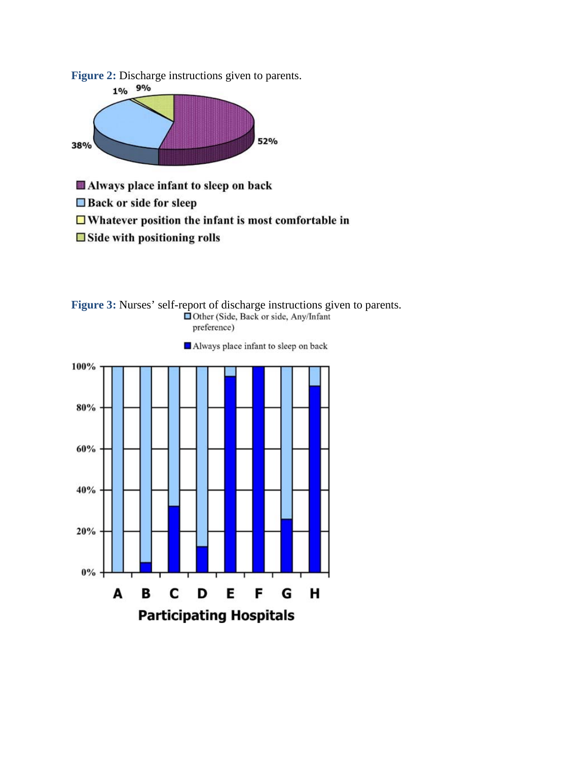**Figure 2:** Discharge instructions given to parents.

**Figure 3:** Nurses' self-report of discharge instructions given to parents.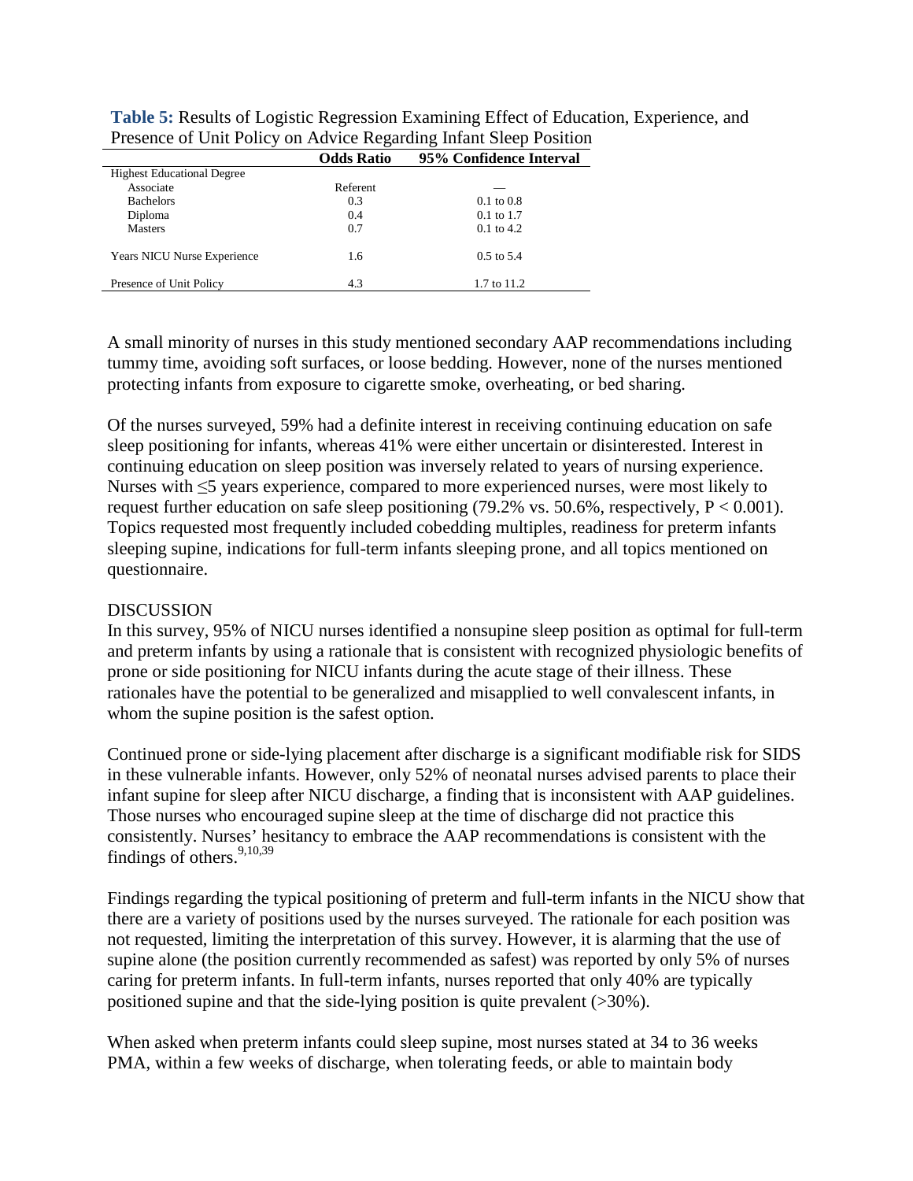**Table 5:** Results of Logistic Regression Examining Effect of Education, Experience, and Presence of Unit Policy on Advice Regarding Infant Sleep Position

| | Odds Ratio | 95% Confidence Interval |
|---|---|---|
| Highest Educational Degree | | |
| Associate | Referent | — |
| Bachelors | 0.3 | 0.1 to 0.8 |
| Diploma | 0.4 | 0.1 to 1.7 |
| Masters | 0.7 | 0.1 to 4.2 |
| Years NICU Nurse Experience | 1.6 | 0.5 to 5.4 |
| Presence of Unit Policy | 4.3 | 1.7 to 11.2 |

A small minority of nurses in this study mentioned secondary AAP recommendations including tummy time, avoiding soft surfaces, or loose bedding. However, none of the nurses mentioned protecting infants from exposure to cigarette smoke, overheating, or bed sharing.

Of the nurses surveyed, 59% had a definite interest in receiving continuing education on safe sleep positioning for infants, whereas 41% were either uncertain or disinterested. Interest in continuing education on sleep position was inversely related to years of nursing experience. Nurses with ≤5 years experience, compared to more experienced nurses, were most likely to request further education on safe sleep positioning (79.2% vs. 50.6%, respectively, $P < 0.001$). Topics requested most frequently included cobedding multiples, readiness for preterm infants sleeping supine, indications for full-term infants sleeping prone, and all topics mentioned on questionnaire.

## DISCUSSION

In this survey, 95% of NICU nurses identified a nonsupine sleep position as optimal for full-term and preterm infants by using a rationale that is consistent with recognized physiologic benefits of prone or side positioning for NICU infants during the acute stage of their illness. These rationales have the potential to be generalized and misapplied to well convalescent infants, in whom the supine position is the safest option.

Continued prone or side-lying placement after discharge is a significant modifiable risk for SIDS in these vulnerable infants. However, only 52% of neonatal nurses advised parents to place their infant supine for sleep after NICU discharge, a finding that is inconsistent with AAP guidelines. Those nurses who encouraged supine sleep at the time of discharge did not practice this consistently. Nurses' hesitancy to embrace the AAP recommendations is consistent with the findings of others.[9,10,39]

Findings regarding the typical positioning of preterm and full-term infants in the NICU show that there are a variety of positions used by the nurses surveyed. The rationale for each position was not requested, limiting the interpretation of this survey. However, it is alarming that the use of supine alone (the position currently recommended as safest) was reported by only 5% of nurses caring for preterm infants. In full-term infants, nurses reported that only 40% are typically positioned supine and that the side-lying position is quite prevalent (>30%).

When asked when preterm infants could sleep supine, most nurses stated at 34 to 36 weeks PMA, within a few weeks of discharge, when tolerating feeds, or able to maintain body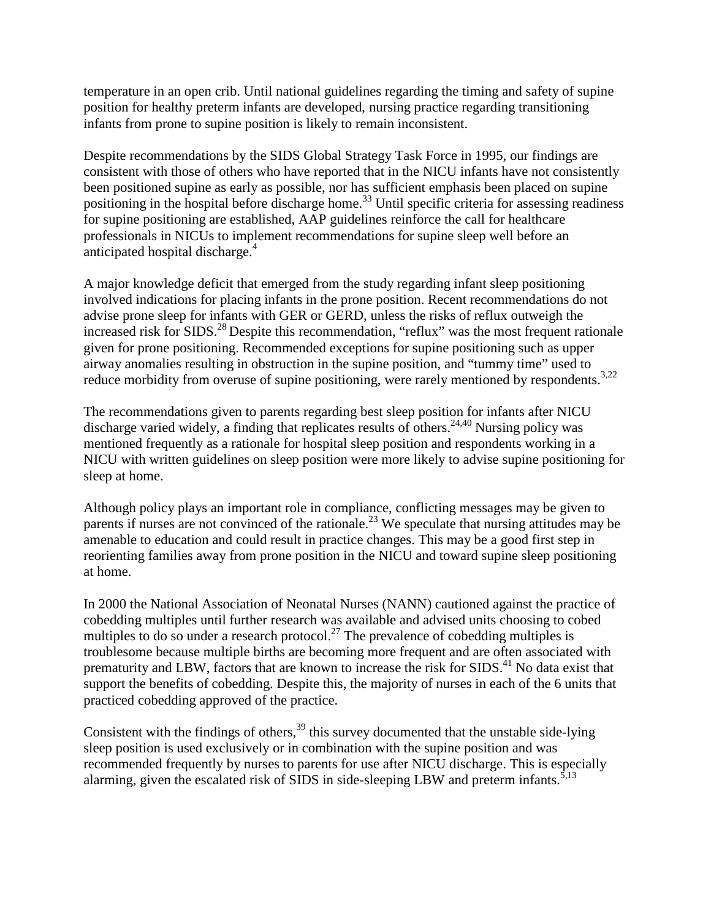temperature in an open crib. Until national guidelines regarding the timing and safety of supine position for healthy preterm infants are developed, nursing practice regarding transitioning infants from prone to supine position is likely to remain inconsistent.

Despite recommendations by the SIDS Global Strategy Task Force in 1995, our findings are consistent with those of others who have reported that in the NICU infants have not consistently been positioned supine as early as possible, nor has sufficient emphasis been placed on supine positioning in the hospital before discharge home.[33] Until specific criteria for assessing readiness for supine positioning are established, AAP guidelines reinforce the call for healthcare professionals in NICUs to implement recommendations for supine sleep well before an anticipated hospital discharge.[4]

A major knowledge deficit that emerged from the study regarding infant sleep positioning involved indications for placing infants in the prone position. Recent recommendations do not advise prone sleep for infants with GER or GERD, unless the risks of reflux outweigh the increased risk for SIDS.[28] Despite this recommendation, "reflux" was the most frequent rationale given for prone positioning. Recommended exceptions for supine positioning such as upper airway anomalies resulting in obstruction in the supine position, and "tummy time" used to reduce morbidity from overuse of supine positioning, were rarely mentioned by respondents.[3,22]

The recommendations given to parents regarding best sleep position for infants after NICU discharge varied widely, a finding that replicates results of others.[24,40] Nursing policy was mentioned frequently as a rationale for hospital sleep position and respondents working in a NICU with written guidelines on sleep position were more likely to advise supine positioning for sleep at home.

Although policy plays an important role in compliance, conflicting messages may be given to parents if nurses are not convinced of the rationale.[23] We speculate that nursing attitudes may be amenable to education and could result in practice changes. This may be a good first step in reorienting families away from prone position in the NICU and toward supine sleep positioning at home.

In 2000 the National Association of Neonatal Nurses (NANN) cautioned against the practice of cobedding multiples until further research was available and advised units choosing to cobed multiples to do so under a research protocol.[27] The prevalence of cobedding multiples is troublesome because multiple births are becoming more frequent and are often associated with prematurity and LBW, factors that are known to increase the risk for SIDS.[41] No data exist that support the benefits of cobedding. Despite this, the majority of nurses in each of the 6 units that practiced cobedding approved of the practice.

Consistent with the findings of others,[39] this survey documented that the unstable side-lying sleep position is used exclusively or in combination with the supine position and was recommended frequently by nurses to parents for use after NICU discharge. This is especially alarming, given the escalated risk of SIDS in side-sleeping LBW and preterm infants.[5,13]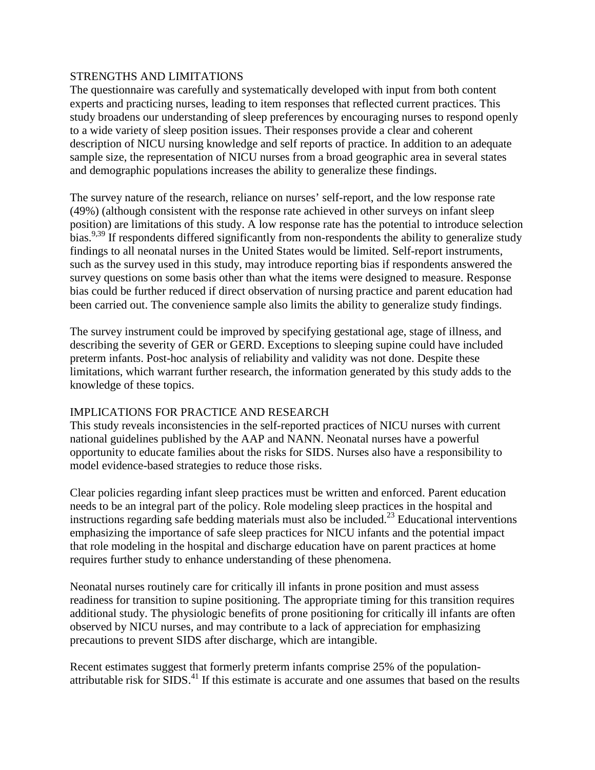## STRENGTHS AND LIMITATIONS

The questionnaire was carefully and systematically developed with input from both content experts and practicing nurses, leading to item responses that reflected current practices. This study broadens our understanding of sleep preferences by encouraging nurses to respond openly to a wide variety of sleep position issues. Their responses provide a clear and coherent description of NICU nursing knowledge and self reports of practice. In addition to an adequate sample size, the representation of NICU nurses from a broad geographic area in several states and demographic populations increases the ability to generalize these findings.

The survey nature of the research, reliance on nurses' self-report, and the low response rate (49%) (although consistent with the response rate achieved in other surveys on infant sleep position) are limitations of this study. A low response rate has the potential to introduce selection bias.[9,39] If respondents differed significantly from non-respondents the ability to generalize study findings to all neonatal nurses in the United States would be limited. Self-report instruments, such as the survey used in this study, may introduce reporting bias if respondents answered the survey questions on some basis other than what the items were designed to measure. Response bias could be further reduced if direct observation of nursing practice and parent education had been carried out. The convenience sample also limits the ability to generalize study findings.

The survey instrument could be improved by specifying gestational age, stage of illness, and describing the severity of GER or GERD. Exceptions to sleeping supine could have included preterm infants. Post-hoc analysis of reliability and validity was not done. Despite these limitations, which warrant further research, the information generated by this study adds to the knowledge of these topics.

## IMPLICATIONS FOR PRACTICE AND RESEARCH

This study reveals inconsistencies in the self-reported practices of NICU nurses with current national guidelines published by the AAP and NANN. Neonatal nurses have a powerful opportunity to educate families about the risks for SIDS. Nurses also have a responsibility to model evidence-based strategies to reduce those risks.

Clear policies regarding infant sleep practices must be written and enforced. Parent education needs to be an integral part of the policy. Role modeling sleep practices in the hospital and instructions regarding safe bedding materials must also be included.[23] Educational interventions emphasizing the importance of safe sleep practices for NICU infants and the potential impact that role modeling in the hospital and discharge education have on parent practices at home requires further study to enhance understanding of these phenomena.

Neonatal nurses routinely care for critically ill infants in prone position and must assess readiness for transition to supine positioning. The appropriate timing for this transition requires additional study. The physiologic benefits of prone positioning for critically ill infants are often observed by NICU nurses, and may contribute to a lack of appreciation for emphasizing precautions to prevent SIDS after discharge, which are intangible.

Recent estimates suggest that formerly preterm infants comprise 25% of the population-attributable risk for SIDS.[41] If this estimate is accurate and one assumes that based on the results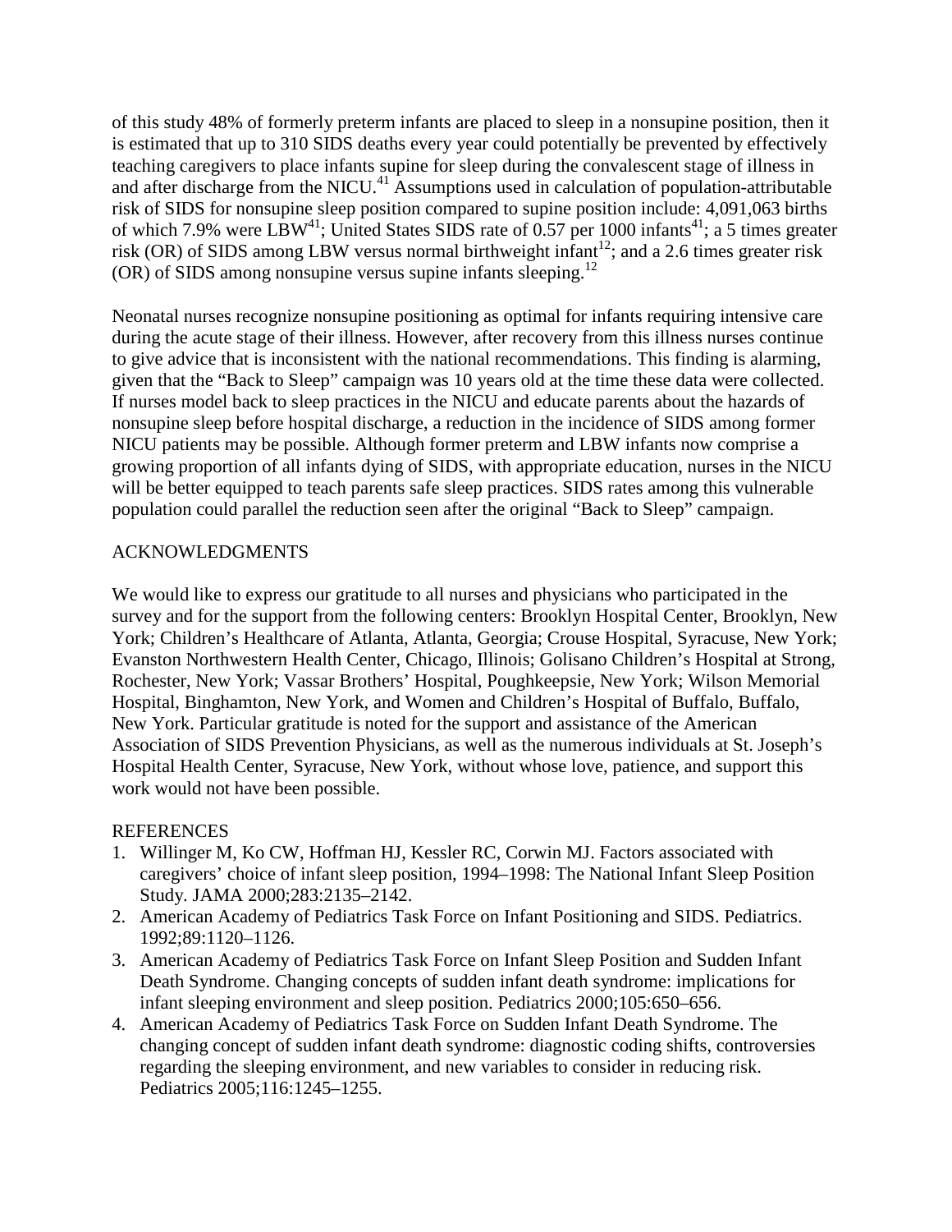of this study 48% of formerly preterm infants are placed to sleep in a nonsupine position, then it is estimated that up to 310 SIDS deaths every year could potentially be prevented by effectively teaching caregivers to place infants supine for sleep during the convalescent stage of illness in and after discharge from the NICU.[41] Assumptions used in calculation of population-attributable risk of SIDS for nonsupine sleep position compared to supine position include: 4,091,063 births of which 7.9% were LBW[41]; United States SIDS rate of 0.57 per 1000 infants[41]; a 5 times greater risk (OR) of SIDS among LBW versus normal birthweight infant[12]; and a 2.6 times greater risk (OR) of SIDS among nonsupine versus supine infants sleeping.[12]

Neonatal nurses recognize nonsupine positioning as optimal for infants requiring intensive care during the acute stage of their illness. However, after recovery from this illness nurses continue to give advice that is inconsistent with the national recommendations. This finding is alarming, given that the "Back to Sleep" campaign was 10 years old at the time these data were collected. If nurses model back to sleep practices in the NICU and educate parents about the hazards of nonsupine sleep before hospital discharge, a reduction in the incidence of SIDS among former NICU patients may be possible. Although former preterm and LBW infants now comprise a growing proportion of all infants dying of SIDS, with appropriate education, nurses in the NICU will be better equipped to teach parents safe sleep practices. SIDS rates among this vulnerable population could parallel the reduction seen after the original "Back to Sleep" campaign.

## ACKNOWLEDGMENTS

We would like to express our gratitude to all nurses and physicians who participated in the survey and for the support from the following centers: Brooklyn Hospital Center, Brooklyn, New York; Children's Healthcare of Atlanta, Atlanta, Georgia; Crouse Hospital, Syracuse, New York; Evanston Northwestern Health Center, Chicago, Illinois; Golisano Children's Hospital at Strong, Rochester, New York; Vassar Brothers' Hospital, Poughkeepsie, New York; Wilson Memorial Hospital, Binghamton, New York, and Women and Children's Hospital of Buffalo, Buffalo, New York. Particular gratitude is noted for the support and assistance of the American Association of SIDS Prevention Physicians, as well as the numerous individuals at St. Joseph's Hospital Health Center, Syracuse, New York, without whose love, patience, and support this work would not have been possible.

## REFERENCES

1. Willinger M, Ko CW, Hoffman HJ, Kessler RC, Corwin MJ. Factors associated with caregivers' choice of infant sleep position, 1994–1998: The National Infant Sleep Position Study. JAMA 2000;283:2135–2142.
2. American Academy of Pediatrics Task Force on Infant Positioning and SIDS. Pediatrics. 1992;89:1120–1126.
3. American Academy of Pediatrics Task Force on Infant Sleep Position and Sudden Infant Death Syndrome. Changing concepts of sudden infant death syndrome: implications for infant sleeping environment and sleep position. Pediatrics 2000;105:650–656.
4. American Academy of Pediatrics Task Force on Sudden Infant Death Syndrome. The changing concept of sudden infant death syndrome: diagnostic coding shifts, controversies regarding the sleeping environment, and new variables to consider in reducing risk. Pediatrics 2005;116:1245–1255.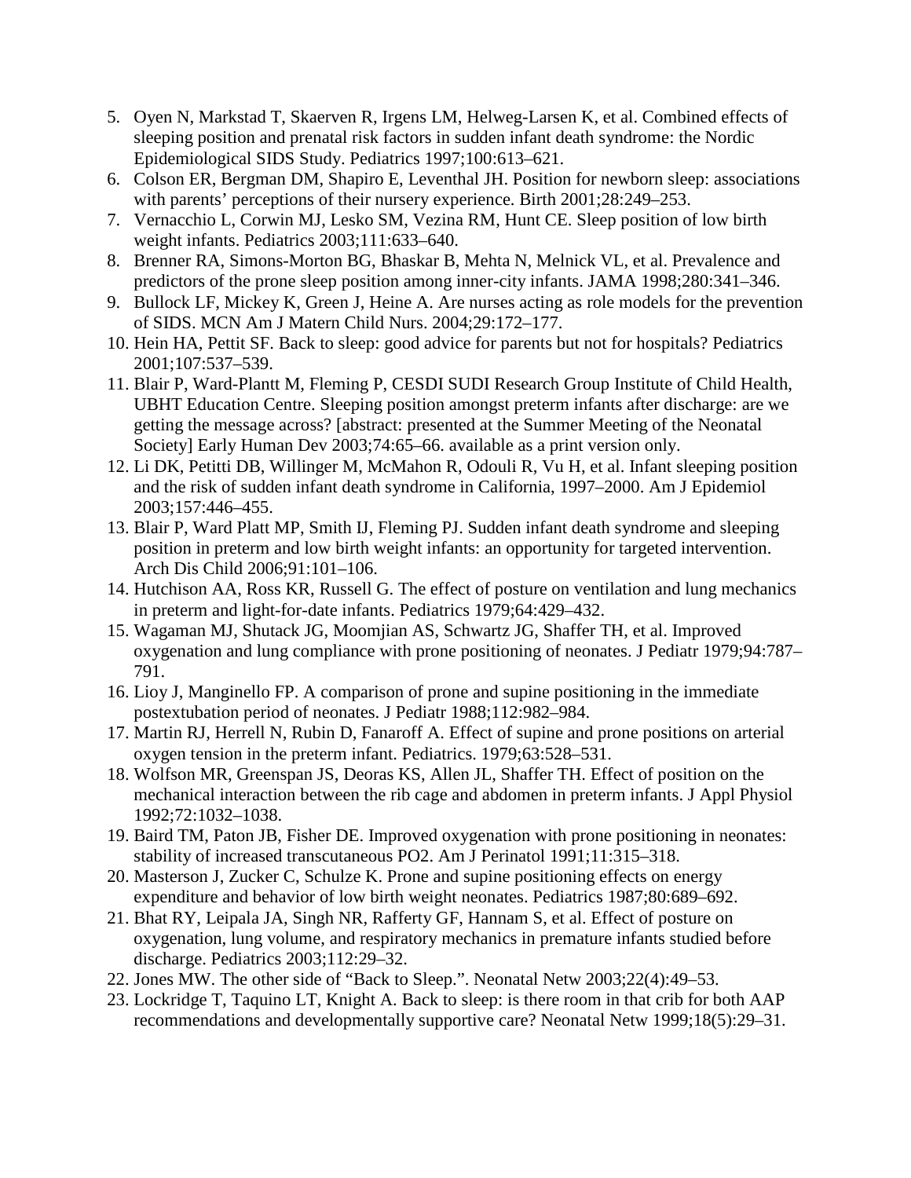5. Oyen N, Markstad T, Skaerven R, Irgens LM, Helweg-Larsen K, et al. Combined effects of sleeping position and prenatal risk factors in sudden infant death syndrome: the Nordic Epidemiological SIDS Study. Pediatrics 1997;100:613–621.
6. Colson ER, Bergman DM, Shapiro E, Leventhal JH. Position for newborn sleep: associations with parents' perceptions of their nursery experience. Birth 2001;28:249–253.
7. Vernacchio L, Corwin MJ, Lesko SM, Vezina RM, Hunt CE. Sleep position of low birth weight infants. Pediatrics 2003;111:633–640.
8. Brenner RA, Simons-Morton BG, Bhaskar B, Mehta N, Melnick VL, et al. Prevalence and predictors of the prone sleep position among inner-city infants. JAMA 1998;280:341–346.
9. Bullock LF, Mickey K, Green J, Heine A. Are nurses acting as role models for the prevention of SIDS. MCN Am J Matern Child Nurs. 2004;29:172–177.
10. Hein HA, Pettit SF. Back to sleep: good advice for parents but not for hospitals? Pediatrics 2001;107:537–539.
11. Blair P, Ward-Plantt M, Fleming P, CESDI SUDI Research Group Institute of Child Health, UBHT Education Centre. Sleeping position amongst preterm infants after discharge: are we getting the message across? [abstract: presented at the Summer Meeting of the Neonatal Society] Early Human Dev 2003;74:65–66. available as a print version only.
12. Li DK, Petitti DB, Willinger M, McMahon R, Odouli R, Vu H, et al. Infant sleeping position and the risk of sudden infant death syndrome in California, 1997–2000. Am J Epidemiol 2003;157:446–455.
13. Blair P, Ward Platt MP, Smith IJ, Fleming PJ. Sudden infant death syndrome and sleeping position in preterm and low birth weight infants: an opportunity for targeted intervention. Arch Dis Child 2006;91:101–106.
14. Hutchison AA, Ross KR, Russell G. The effect of posture on ventilation and lung mechanics in preterm and light-for-date infants. Pediatrics 1979;64:429–432.
15. Wagaman MJ, Shutack JG, Moomjian AS, Schwartz JG, Shaffer TH, et al. Improved oxygenation and lung compliance with prone positioning of neonates. J Pediatr 1979;94:787–791.
16. Lioy J, Manginello FP. A comparison of prone and supine positioning in the immediate postextubation period of neonates. J Pediatr 1988;112:982–984.
17. Martin RJ, Herrell N, Rubin D, Fanaroff A. Effect of supine and prone positions on arterial oxygen tension in the preterm infant. Pediatrics. 1979;63:528–531.
18. Wolfson MR, Greenspan JS, Deoras KS, Allen JL, Shaffer TH. Effect of position on the mechanical interaction between the rib cage and abdomen in preterm infants. J Appl Physiol 1992;72:1032–1038.
19. Baird TM, Paton JB, Fisher DE. Improved oxygenation with prone positioning in neonates: stability of increased transcutaneous PO2. Am J Perinatol 1991;11:315–318.
20. Masterson J, Zucker C, Schulze K. Prone and supine positioning effects on energy expenditure and behavior of low birth weight neonates. Pediatrics 1987;80:689–692.
21. Bhat RY, Leipala JA, Singh NR, Rafferty GF, Hannam S, et al. Effect of posture on oxygenation, lung volume, and respiratory mechanics in premature infants studied before discharge. Pediatrics 2003;112:29–32.
22. Jones MW. The other side of "Back to Sleep.". Neonatal Netw 2003;22(4):49–53.
23. Lockridge T, Taquino LT, Knight A. Back to sleep: is there room in that crib for both AAP recommendations and developmentally supportive care? Neonatal Netw 1999;18(5):29–31.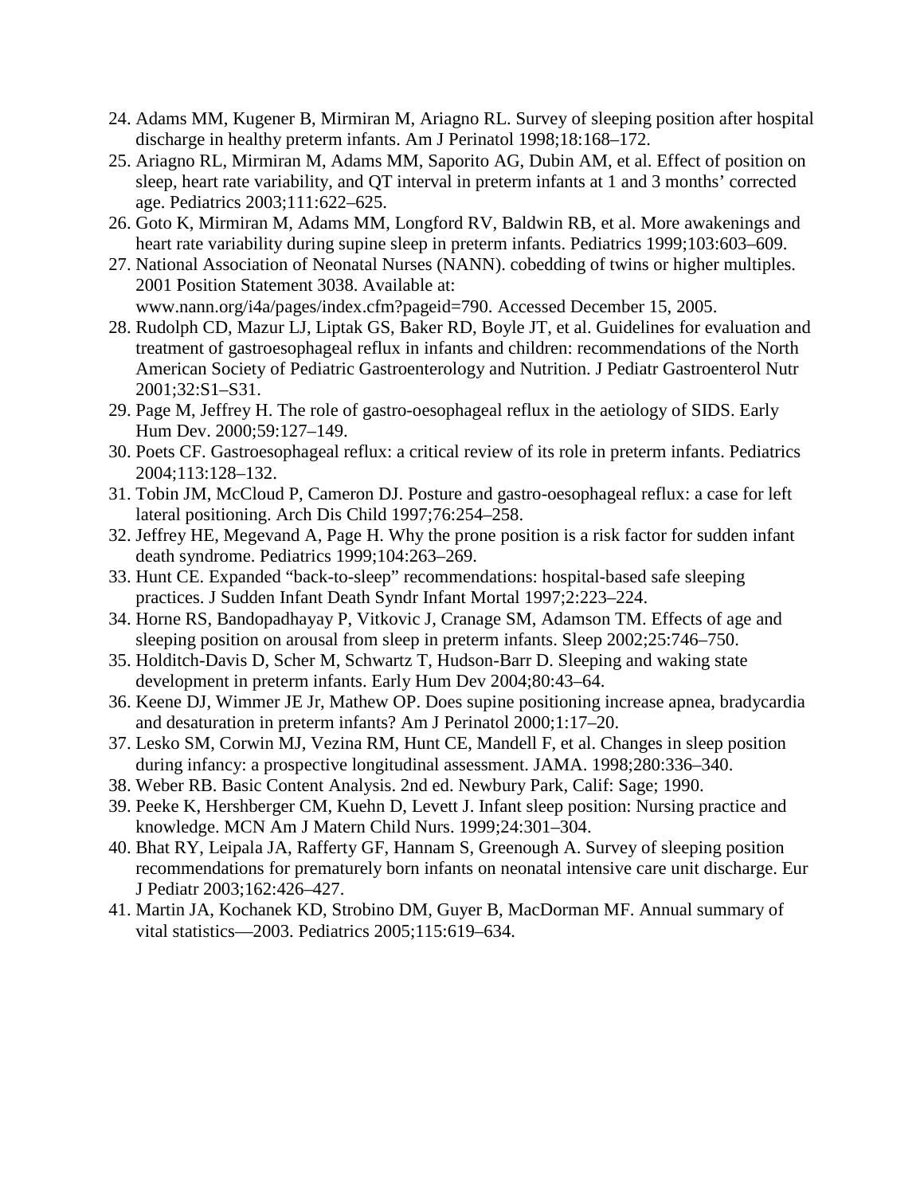24. Adams MM, Kugener B, Mirmiran M, Ariagno RL. Survey of sleeping position after hospital discharge in healthy preterm infants. Am J Perinatol 1998;18:168–172.
25. Ariagno RL, Mirmiran M, Adams MM, Saporito AG, Dubin AM, et al. Effect of position on sleep, heart rate variability, and QT interval in preterm infants at 1 and 3 months' corrected age. Pediatrics 2003;111:622–625.
26. Goto K, Mirmiran M, Adams MM, Longford RV, Baldwin RB, et al. More awakenings and heart rate variability during supine sleep in preterm infants. Pediatrics 1999;103:603–609.
27. National Association of Neonatal Nurses (NANN). cobedding of twins or higher multiples. 2001 Position Statement 3038. Available at: www.nann.org/i4a/pages/index.cfm?pageid=790. Accessed December 15, 2005.
28. Rudolph CD, Mazur LJ, Liptak GS, Baker RD, Boyle JT, et al. Guidelines for evaluation and treatment of gastroesophageal reflux in infants and children: recommendations of the North American Society of Pediatric Gastroenterology and Nutrition. J Pediatr Gastroenterol Nutr 2001;32:S1–S31.
29. Page M, Jeffrey H. The role of gastro-oesophageal reflux in the aetiology of SIDS. Early Hum Dev. 2000;59:127–149.
30. Poets CF. Gastroesophageal reflux: a critical review of its role in preterm infants. Pediatrics 2004;113:128–132.
31. Tobin JM, McCloud P, Cameron DJ. Posture and gastro-oesophageal reflux: a case for left lateral positioning. Arch Dis Child 1997;76:254–258.
32. Jeffrey HE, Megevand A, Page H. Why the prone position is a risk factor for sudden infant death syndrome. Pediatrics 1999;104:263–269.
33. Hunt CE. Expanded "back-to-sleep" recommendations: hospital-based safe sleeping practices. J Sudden Infant Death Syndr Infant Mortal 1997;2:223–224.
34. Horne RS, Bandopadhayay P, Vitkovic J, Cranage SM, Adamson TM. Effects of age and sleeping position on arousal from sleep in preterm infants. Sleep 2002;25:746–750.
35. Holditch-Davis D, Scher M, Schwartz T, Hudson-Barr D. Sleeping and waking state development in preterm infants. Early Hum Dev 2004;80:43–64.
36. Keene DJ, Wimmer JE Jr, Mathew OP. Does supine positioning increase apnea, bradycardia and desaturation in preterm infants? Am J Perinatol 2000;1:17–20.
37. Lesko SM, Corwin MJ, Vezina RM, Hunt CE, Mandell F, et al. Changes in sleep position during infancy: a prospective longitudinal assessment. JAMA. 1998;280:336–340.
38. Weber RB. Basic Content Analysis. 2nd ed. Newbury Park, Calif: Sage; 1990.
39. Peeke K, Hershberger CM, Kuehn D, Levett J. Infant sleep position: Nursing practice and knowledge. MCN Am J Matern Child Nurs. 1999;24:301–304.
40. Bhat RY, Leipala JA, Rafferty GF, Hannam S, Greenough A. Survey of sleeping position recommendations for prematurely born infants on neonatal intensive care unit discharge. Eur J Pediatr 2003;162:426–427.
41. Martin JA, Kochanek KD, Strobino DM, Guyer B, MacDorman MF. Annual summary of vital statistics—2003. Pediatrics 2005;115:619–634.